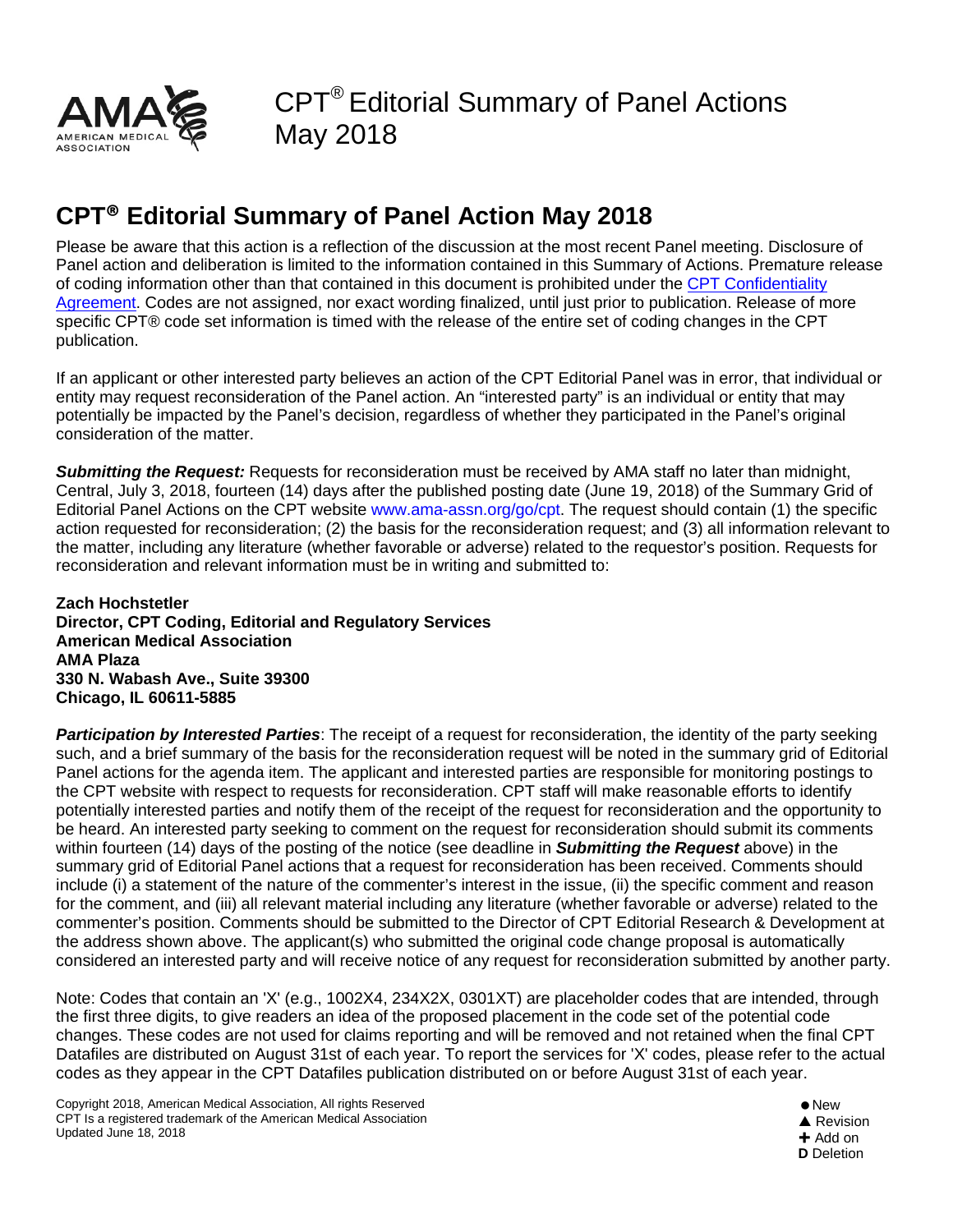# CPT® Editorial Summary of Panel Actions May 2018

## CPT® Editorial Summary of Panel Action May 2018

Please be aware that this action is a reflection of the discussion at the most recent Panel meeting. Disclosure of Panel action and deliberation is limited to the information contained in this Summary of Actions. Premature release of coding information other than that contained in this document is prohibited under the CPT Confidentiality Agreement. Codes are not assigned, nor exact wording finalized, until just prior to publication. Release of more specific CPT® code set information is timed with the release of the entire set of coding changes in the CPT publication.

If an applicant or other interested party believes an action of the CPT Editorial Panel was in error, that individual or entity may request reconsideration of the Panel action. An "interested party" is an individual or entity that may potentially be impacted by the Panel's decision, regardless of whether they participated in the Panel's original consideration of the matter.

***Submitting the Request:*** Requests for reconsideration must be received by AMA staff no later than midnight, Central, July 3, 2018, fourteen (14) days after the published posting date (June 19, 2018) of the Summary Grid of Editorial Panel Actions on the CPT website www.ama-assn.org/go/cpt. The request should contain (1) the specific action requested for reconsideration; (2) the basis for the reconsideration request; and (3) all information relevant to the matter, including any literature (whether favorable or adverse) related to the requestor's position. Requests for reconsideration and relevant information must be in writing and submitted to:

**Zach Hochstetler**
**Director, CPT Coding, Editorial and Regulatory Services**
**American Medical Association**
**AMA Plaza**
**330 N. Wabash Ave., Suite 39300**
**Chicago, IL 60611-5885**

***Participation by Interested Parties***: The receipt of a request for reconsideration, the identity of the party seeking such, and a brief summary of the basis for the reconsideration request will be noted in the summary grid of Editorial Panel actions for the agenda item. The applicant and interested parties are responsible for monitoring postings to the CPT website with respect to requests for reconsideration. CPT staff will make reasonable efforts to identify potentially interested parties and notify them of the receipt of the request for reconsideration and the opportunity to be heard. An interested party seeking to comment on the request for reconsideration should submit its comments within fourteen (14) days of the posting of the notice (see deadline in ***Submitting the Request*** above) in the summary grid of Editorial Panel actions that a request for reconsideration has been received. Comments should include (i) a statement of the nature of the commenter's interest in the issue, (ii) the specific comment and reason for the comment, and (iii) all relevant material including any literature (whether favorable or adverse) related to the commenter's position. Comments should be submitted to the Director of CPT Editorial Research & Development at the address shown above. The applicant(s) who submitted the original code change proposal is automatically considered an interested party and will receive notice of any request for reconsideration submitted by another party.

Note: Codes that contain an 'X' (e.g., 1002X4, 234X2X, 0301XT) are placeholder codes that are intended, through the first three digits, to give readers an idea of the proposed placement in the code set of the potential code changes. These codes are not used for claims reporting and will be removed and not retained when the final CPT Datafiles are distributed on August 31st of each year. To report the services for 'X' codes, please refer to the actual codes as they appear in the CPT Datafiles publication distributed on or before August 31st of each year.

Copyright 2018, American Medical Association, All rights Reserved
CPT Is a registered trademark of the American Medical Association
Updated June 18, 2018

● New
▲ Revision
✚ Add on
**D** Deletion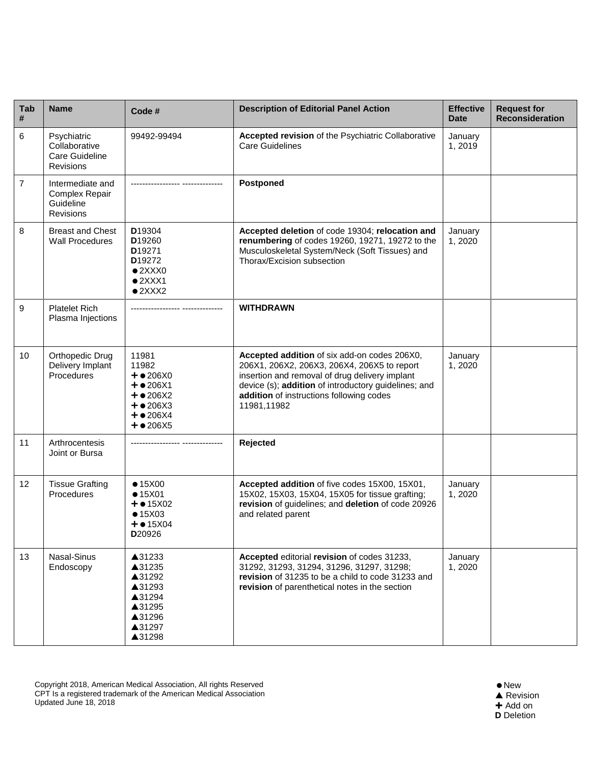| Tab # | Name | Code # | Description of Editorial Panel Action | Effective Date | Request for Reconsideration |
|---|---|---|---|---|---|
| 6 | Psychiatric Collaborative Care Guideline Revisions | 99492-99494 | **Accepted revision** of the Psychiatric Collaborative Care Guidelines | January 1, 2019 | |
| 7 | Intermediate and Complex Repair Guideline Revisions | ----------------- -------------- | **Postponed** | | |
| 8 | Breast and Chest Wall Procedures | **D**19304<br>**D**19260<br>**D**19271<br>**D**19272<br>●2XXX0<br>●2XXX1<br>●2XXX2 | **Accepted deletion** of code 19304; **relocation and renumbering** of codes 19260, 19271, 19272 to the Musculoskeletal System/Neck (Soft Tissues) and Thorax/Excision subsection | January 1, 2020 | |
| 9 | Platelet Rich Plasma Injections | ----------------- -------------- | **WITHDRAWN** | | |
| 10 | Orthopedic Drug Delivery Implant Procedures | 11981<br>11982<br>✚●206X0<br>✚●206X1<br>✚●206X2<br>✚●206X3<br>✚●206X4<br>✚●206X5 | **Accepted addition** of six add-on codes 206X0, 206X1, 206X2, 206X3, 206X4, 206X5 to report insertion and removal of drug delivery implant device (s); **addition** of introductory guidelines; and **addition** of instructions following codes 11981,11982 | January 1, 2020 | |
| 11 | Arthrocentesis Joint or Bursa | ----------------- -------------- | **Rejected** | | |
| 12 | Tissue Grafting Procedures | ●15X00<br>●15X01<br>✚●15X02<br>●15X03<br>✚●15X04<br>**D**20926 | **Accepted addition** of five codes 15X00, 15X01, 15X02, 15X03, 15X04, 15X05 for tissue grafting; **revision** of guidelines; and **deletion** of code 20926 and related parent | January 1, 2020 | |
| 13 | Nasal-Sinus Endoscopy | ▲31233<br>▲31235<br>▲31292<br>▲31293<br>▲31294<br>▲31295<br>▲31296<br>▲31297<br>▲31298 | **Accepted** editorial **revision** of codes 31233, 31292, 31293, 31294, 31296, 31297, 31298; **revision** of 31235 to be a child to code 31233 and **revision** of parenthetical notes in the section | January 1, 2020 | |

Copyright 2018, American Medical Association, All rights Reserved
CPT Is a registered trademark of the American Medical Association
Updated June 18, 2018

● New
▲ Revision
✚ Add on
**D** Deletion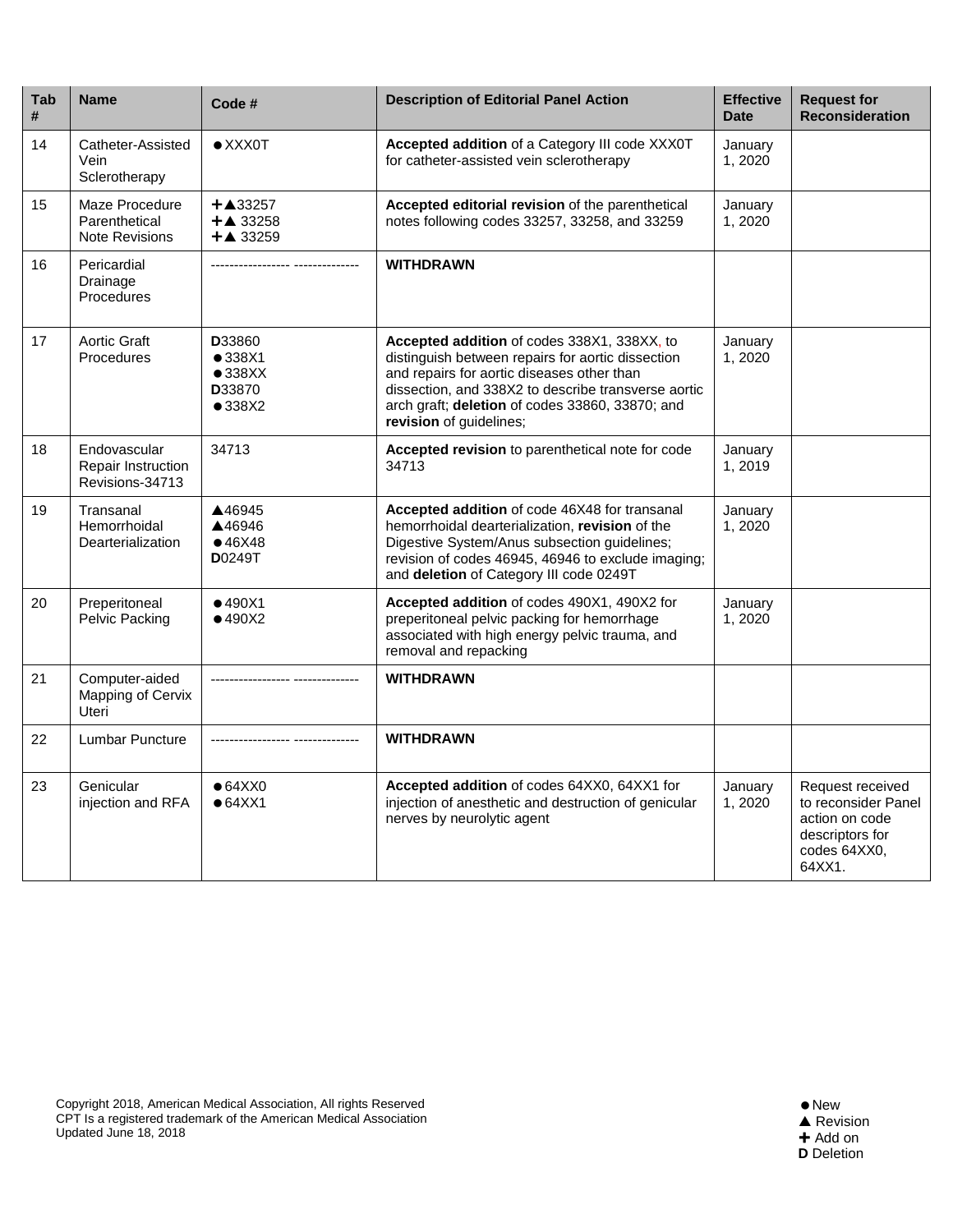| Tab # | Name | Code # | Description of Editorial Panel Action | Effective Date | Request for Reconsideration |
|---|---|---|---|---|---|
| 14 | Catheter-Assisted Vein Sclerotherapy | ●XXX0T | **Accepted addition** of a Category III code XXX0T for catheter-assisted vein sclerotherapy | January 1, 2020 | |
| 15 | Maze Procedure Parenthetical Note Revisions | ✚▲33257<br>✚▲ 33258<br>✚▲ 33259 | **Accepted editorial revision** of the parenthetical notes following codes 33257, 33258, and 33259 | January 1, 2020 | |
| 16 | Pericardial Drainage Procedures | ----------------- -------------- | **WITHDRAWN** | | |
| 17 | Aortic Graft Procedures | **D**33860<br>●338X1<br>●338XX<br>**D**33870<br>●338X2 | **Accepted addition** of codes 338X1, 338XX, to distinguish between repairs for aortic dissection and repairs for aortic diseases other than dissection, and 338X2 to describe transverse aortic arch graft; **deletion** of codes 33860, 33870; and **revision** of guidelines; | January 1, 2020 | |
| 18 | Endovascular Repair Instruction Revisions-34713 | 34713 | **Accepted revision** to parenthetical note for code 34713 | January 1, 2019 | |
| 19 | Transanal Hemorrhoidal Dearterialization | ▲46945<br>▲46946<br>●46X48<br>**D**0249T | **Accepted addition** of code 46X48 for transanal hemorrhoidal dearterialization, **revision** of the Digestive System/Anus subsection guidelines; revision of codes 46945, 46946 to exclude imaging; and **deletion** of Category III code 0249T | January 1, 2020 | |
| 20 | Preperitoneal Pelvic Packing | ●490X1<br>●490X2 | **Accepted addition** of codes 490X1, 490X2 for preperitoneal pelvic packing for hemorrhage associated with high energy pelvic trauma, and removal and repacking | January 1, 2020 | |
| 21 | Computer-aided Mapping of Cervix Uteri | ----------------- -------------- | **WITHDRAWN** | | |
| 22 | Lumbar Puncture | ----------------- -------------- | **WITHDRAWN** | | |
| 23 | Genicular injection and RFA | ●64XX0<br>●64XX1 | **Accepted addition** of codes 64XX0, 64XX1 for injection of anesthetic and destruction of genicular nerves by neurolytic agent | January 1, 2020 | Request received to reconsider Panel action on code descriptors for codes 64XX0, 64XX1. |

Copyright 2018, American Medical Association, All rights Reserved
CPT Is a registered trademark of the American Medical Association
Updated June 18, 2018

●New
▲ Revision
✚ Add on
**D** Deletion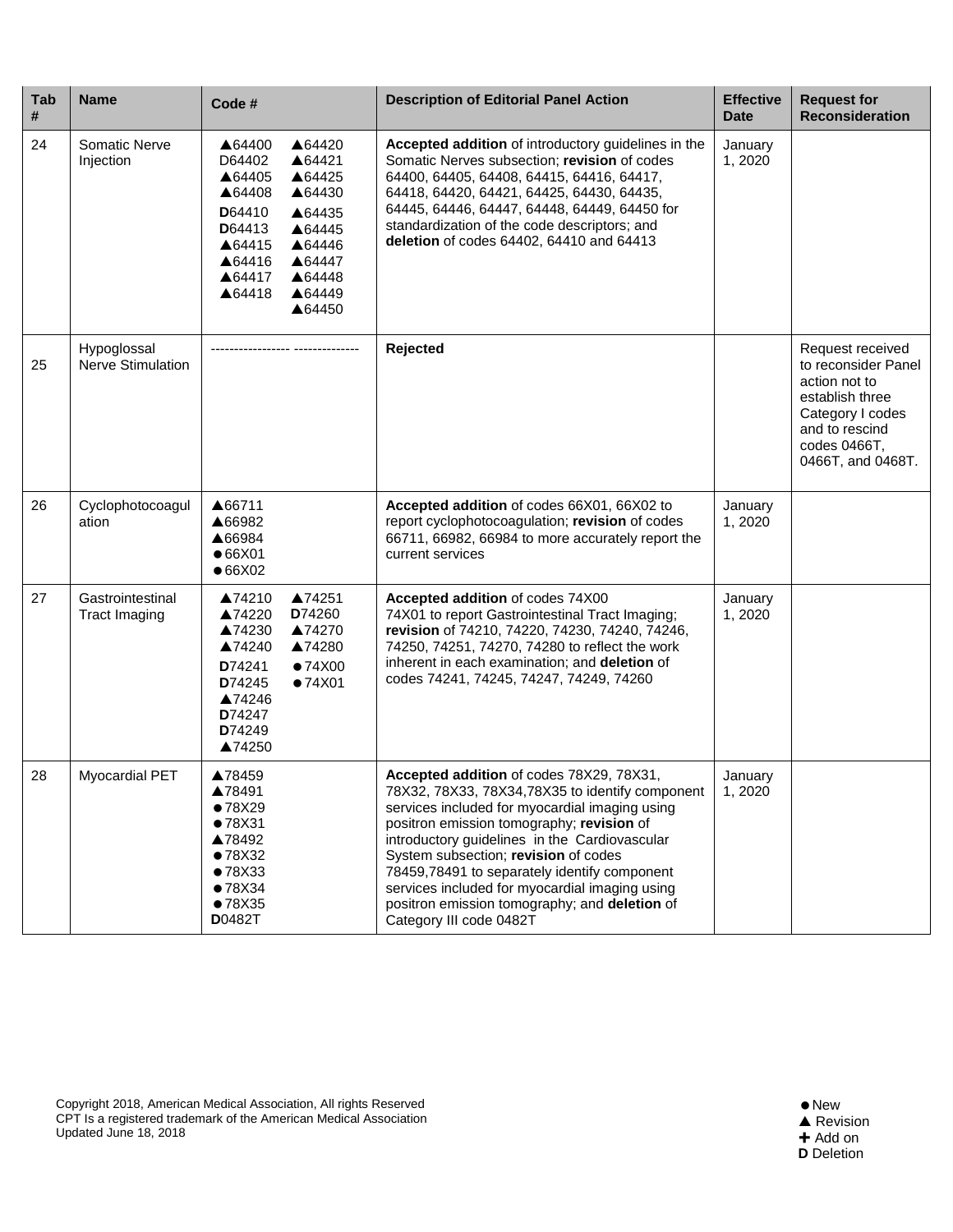| Tab # | Name | Code # | Description of Editorial Panel Action | Effective Date | Request for Reconsideration |
|---|---|---|---|---|---|
| 24 | Somatic Nerve Injection | ▲64400 D64402 ▲64405 ▲64408 D64410 D64413 ▲64415 ▲64416 ▲64417 ▲64418 ▲64420 ▲64421 ▲64425 ▲64430 ▲64435 ▲64445 ▲64446 ▲64447 ▲64448 ▲64449 ▲64450 | **Accepted addition** of introductory guidelines in the Somatic Nerves subsection; **revision** of codes 64400, 64405, 64408, 64415, 64416, 64417, 64418, 64420, 64421, 64425, 64430, 64435, 64445, 64446, 64447, 64448, 64449, 64450 for standardization of the code descriptors; and **deletion** of codes 64402, 64410 and 64413 | January 1, 2020 | |
| 25 | Hypoglossal Nerve Stimulation | ---------------- ------------- | **Rejected** | | Request received to reconsider Panel action not to establish three Category I codes and to rescind codes 0466T, 0466T, and 0468T. |
| 26 | Cyclophotocoagulation | ▲66711 ▲66982 ▲66984 ●66X01 ●66X02 | **Accepted addition** of codes 66X01, 66X02 to report cyclophotocoagulation; **revision** of codes 66711, 66982, 66984 to more accurately report the current services | January 1, 2020 | |
| 27 | Gastrointestinal Tract Imaging | ▲74210 ▲74220 ▲74230 ▲74240 D74241 D74245 ▲74246 D74247 D74249 ▲74250 ▲74251 D74260 ▲74270 ▲74280 ●74X00 ●74X01 | **Accepted addition** of codes 74X00 74X01 to report Gastrointestinal Tract Imaging; **revision** of 74210, 74220, 74230, 74240, 74246, 74250, 74251, 74270, 74280 to reflect the work inherent in each examination; and **deletion** of codes 74241, 74245, 74247, 74249, 74260 | January 1, 2020 | |
| 28 | Myocardial PET | ▲78459 ▲78491 ●78X29 ●78X31 ▲78492 ●78X32 ●78X33 ●78X34 ●78X35 D0482T | **Accepted addition** of codes 78X29, 78X31, 78X32, 78X33, 78X34,78X35 to identify component services included for myocardial imaging using positron emission tomography; **revision** of introductory guidelines in the Cardiovascular System subsection; **revision** of codes 78459,78491 to separately identify component services included for myocardial imaging using positron emission tomography; and **deletion** of Category III code 0482T | January 1, 2020 | |

Copyright 2018, American Medical Association, All rights Reserved
CPT Is a registered trademark of the American Medical Association
Updated June 18, 2018

● New
▲ Revision
✚ Add on
**D** Deletion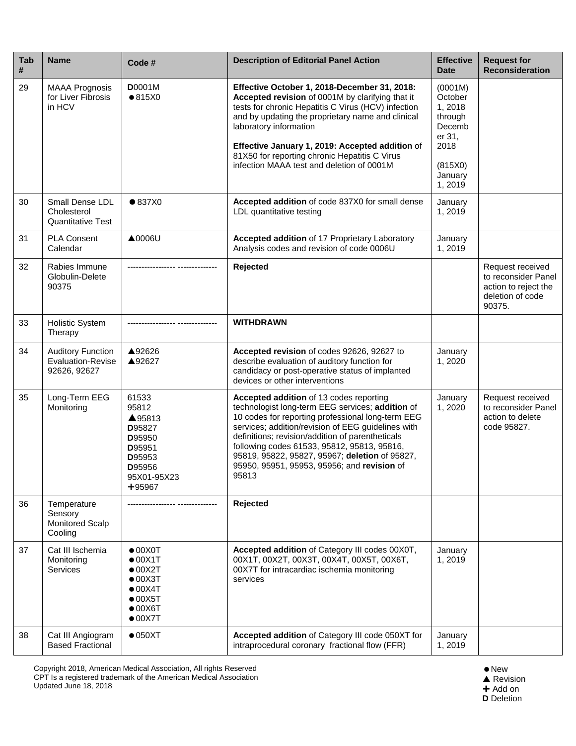| Tab # | Name | Code # | Description of Editorial Panel Action | Effective Date | Request for Reconsideration |
|---|---|---|---|---|---|
| 29 | MAAA Prognosis for Liver Fibrosis in HCV | **D**0001M<br>●815X0 | **Effective October 1, 2018-December 31, 2018: Accepted revision** of 0001M by clarifying that it tests for chronic Hepatitis C Virus (HCV) infection and by updating the proprietary name and clinical laboratory information<br><br>**Effective January 1, 2019: Accepted addition** of 81X50 for reporting chronic Hepatitis C Virus infection MAAA test and deletion of 0001M | (0001M) October 1, 2018 through December 31, 2018<br><br>(815X0) January 1, 2019 | |
| 30 | Small Dense LDL Cholesterol Quantitative Test | ●837X0 | **Accepted addition** of code 837X0 for small dense LDL quantitative testing | January 1, 2019 | |
| 31 | PLA Consent Calendar | ▲0006U | **Accepted addition** of 17 Proprietary Laboratory Analysis codes and revision of code 0006U | January 1, 2019 | |
| 32 | Rabies Immune Globulin-Delete 90375 | ----------------- -------------- | **Rejected** | | Request received to reconsider Panel action to reject the deletion of code 90375. |
| 33 | Holistic System Therapy | ----------------- -------------- | **WITHDRAWN** | | |
| 34 | Auditory Function Evaluation-Revise 92626, 92627 | ▲92626<br>▲92627 | **Accepted revision** of codes 92626, 92627 to describe evaluation of auditory function for candidacy or post-operative status of implanted devices or other interventions | January 1, 2020 | |
| 35 | Long-Term EEG Monitoring | 61533<br>95812<br>▲95813<br>**D**95827<br>**D**95950<br>**D**95951<br>**D**95953<br>**D**95956<br>95X01-95X23<br>✚95967 | **Accepted addition** of 13 codes reporting technologist long-term EEG services; **addition** of 10 codes for reporting professional long-term EEG services; addition/revision of EEG guidelines with definitions; revision/addition of parentheticals following codes 61533, 95812, 95813, 95816, 95819, 95822, 95827, 95967; **deletion** of 95827, 95950, 95951, 95953, 95956; and **revision** of 95813 | January 1, 2020 | Request received to reconsider Panel action to delete code 95827. |
| 36 | Temperature Sensory Monitored Scalp Cooling | ----------------- -------------- | **Rejected** | | |
| 37 | Cat III Ischemia Monitoring Services | ●00X0T<br>●00X1T<br>●00X2T<br>●00X3T<br>●00X4T<br>●00X5T<br>●00X6T<br>●00X7T | **Accepted addition** of Category III codes 00X0T, 00X1T, 00X2T, 00X3T, 00X4T, 00X5T, 00X6T, 00X7T for intracardiac ischemia monitoring services | January 1, 2019 | |
| 38 | Cat III Angiogram Based Fractional | ●050XT | **Accepted addition** of Category III code 050XT for intraprocedural coronary fractional flow (FFR) | January 1, 2019 | |

Copyright 2018, American Medical Association, All rights Reserved
CPT Is a registered trademark of the American Medical Association
Updated June 18, 2018

● New
▲ Revision
✚ Add on
**D** Deletion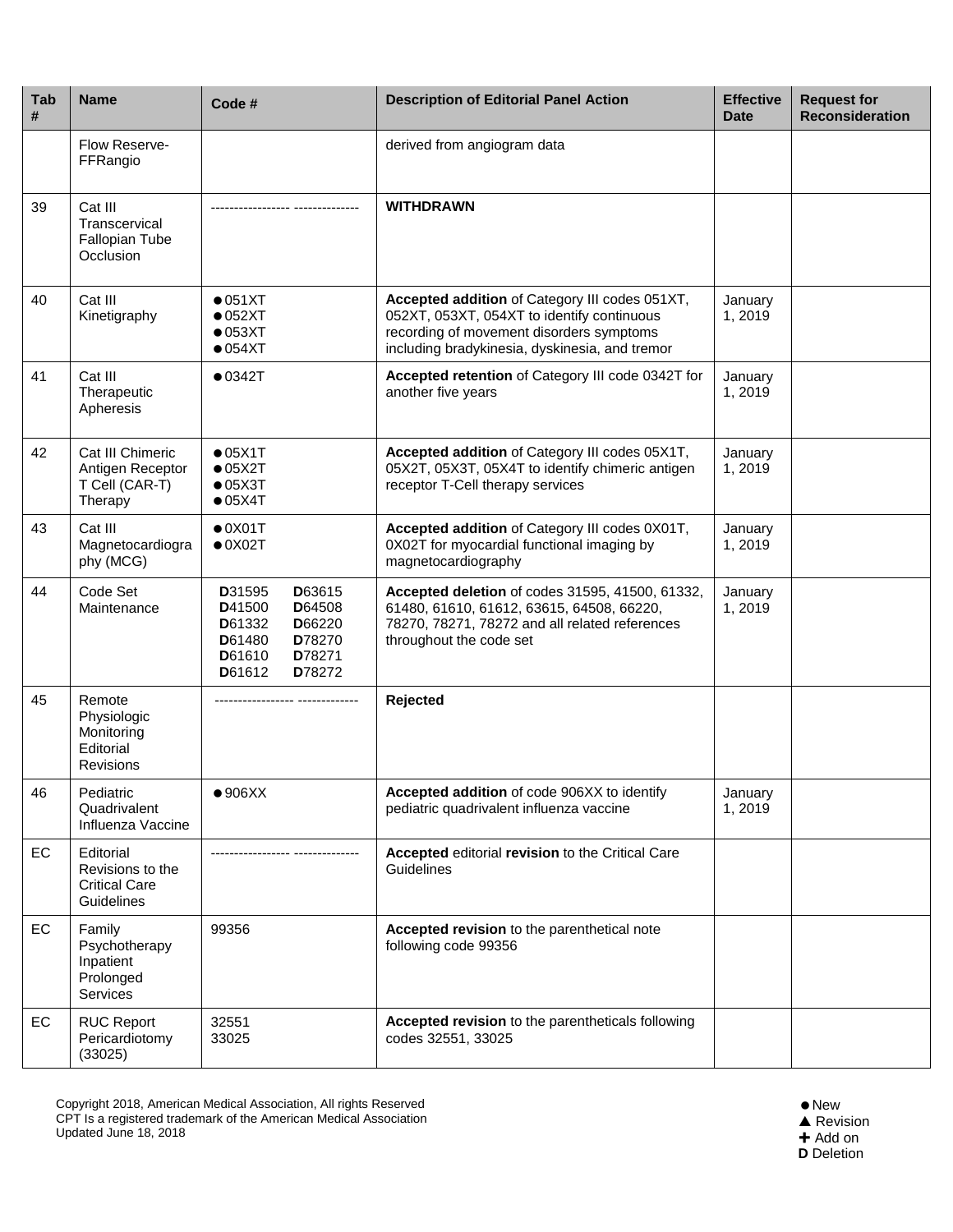| Tab # | Name | Code # | Description of Editorial Panel Action | Effective Date | Request for Reconsideration |
|---|---|---|---|---|---|
| | Flow Reserve-FFRangio | | derived from angiogram data | | |
| 39 | Cat III Transcervical Fallopian Tube Occlusion | ----------------- -------------- | **WITHDRAWN** | | |
| 40 | Cat III Kinetigraphy | ●051XT ●052XT ●053XT ●054XT | **Accepted addition** of Category III codes 051XT, 052XT, 053XT, 054XT to identify continuous recording of movement disorders symptoms including bradykinesia, dyskinesia, and tremor | January 1, 2019 | |
| 41 | Cat III Therapeutic Apheresis | ●0342T | **Accepted retention** of Category III code 0342T for another five years | January 1, 2019 | |
| 42 | Cat III Chimeric Antigen Receptor T Cell (CAR-T) Therapy | ●05X1T ●05X2T ●05X3T ●05X4T | **Accepted addition** of Category III codes 05X1T, 05X2T, 05X3T, 05X4T to identify chimeric antigen receptor T-Cell therapy services | January 1, 2019 | |
| 43 | Cat III Magnetocardiography (MCG) | ●0X01T ●0X02T | **Accepted addition** of Category III codes 0X01T, 0X02T for myocardial functional imaging by magnetocardiography | January 1, 2019 | |
| 44 | Code Set Maintenance | **D**31595 **D**63615 **D**41500 **D**64508 **D**61332 **D**66220 **D**61480 **D**78270 **D**61610 **D**78271 **D**61612 **D**78272 | **Accepted deletion** of codes 31595, 41500, 61332, 61480, 61610, 61612, 63615, 64508, 66220, 78270, 78271, 78272 and all related references throughout the code set | January 1, 2019 | |
| 45 | Remote Physiologic Monitoring Editorial Revisions | ----------------- ------------- | **Rejected** | | |
| 46 | Pediatric Quadrivalent Influenza Vaccine | ●906XX | **Accepted addition** of code 906XX to identify pediatric quadrivalent influenza vaccine | January 1, 2019 | |
| EC | Editorial Revisions to the Critical Care Guidelines | ----------------- -------------- | **Accepted** editorial **revision** to the Critical Care Guidelines | | |
| EC | Family Psychotherapy Inpatient Prolonged Services | 99356 | **Accepted revision** to the parenthetical note following code 99356 | | |
| EC | RUC Report Pericardiotomy (33025) | 32551 33025 | **Accepted revision** to the parentheticals following codes 32551, 33025 | | |

Copyright 2018, American Medical Association, All rights Reserved
CPT Is a registered trademark of the American Medical Association
Updated June 18, 2018

● New
▲ Revision
✚ Add on
**D** Deletion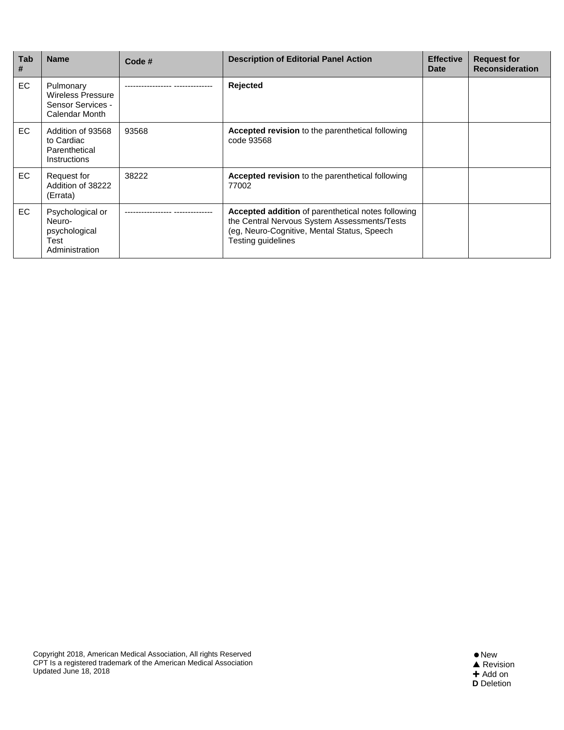| Tab # | Name | Code # | Description of Editorial Panel Action | Effective Date | Request for Reconsideration |
|---|---|---|---|---|---|
| EC | Pulmonary Wireless Pressure Sensor Services - Calendar Month | ----------------- -------------- | **Rejected** | | |
| EC | Addition of 93568 to Cardiac Parenthetical Instructions | 93568 | **Accepted revision** to the parenthetical following code 93568 | | |
| EC | Request for Addition of 38222 (Errata) | 38222 | **Accepted revision** to the parenthetical following 77002 | | |
| EC | Psychological or Neuro-psychological Test Administration | ----------------- -------------- | **Accepted addition** of parenthetical notes following the Central Nervous System Assessments/Tests (eg, Neuro-Cognitive, Mental Status, Speech Testing guidelines | | |

Copyright 2018, American Medical Association, All rights Reserved
CPT Is a registered trademark of the American Medical Association
Updated June 18, 2018

● New
▲ Revision
✚ Add on
**D** Deletion